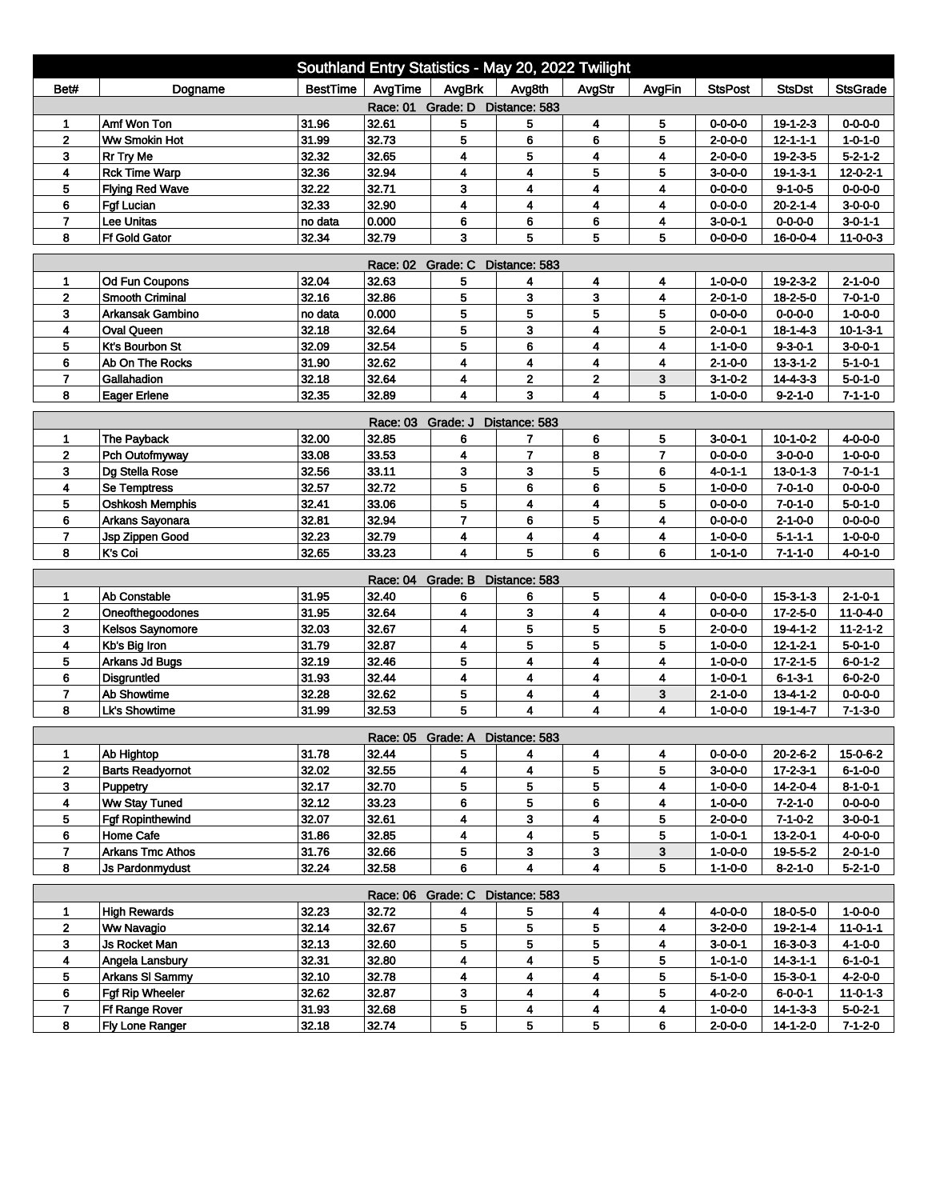# Southland Entry Statistics - May 20, 2022 Twilight

| Bet# | Dogname | BestTime | AvgTime | AvgBrk | Avg8th | AvgStr | AvgFin | StsPost | StsDst | StsGrade |
|---|---|---|---|---|---|---|---|---|---|---|
| Race: 01 Grade: D Distance: 583 | | | | | | | | | | |
| 1 | Amf Won Ton | 31.96 | 32.61 | 5 | 5 | 4 | 5 | 0-0-0-0 | 19-1-2-3 | 0-0-0-0 |
| 2 | Ww Smokin Hot | 31.99 | 32.73 | 5 | 6 | 6 | 5 | 2-0-0-0 | 12-1-1-1 | 1-0-1-0 |
| 3 | Rr Try Me | 32.32 | 32.65 | 4 | 5 | 4 | 4 | 2-0-0-0 | 19-2-3-5 | 5-2-1-2 |
| 4 | Rck Time Warp | 32.36 | 32.94 | 4 | 4 | 5 | 5 | 3-0-0-0 | 19-1-3-1 | 12-0-2-1 |
| 5 | Flying Red Wave | 32.22 | 32.71 | 3 | 4 | 4 | 4 | 0-0-0-0 | 9-1-0-5 | 0-0-0-0 |
| 6 | Fgf Lucian | 32.33 | 32.90 | 4 | 4 | 4 | 4 | 0-0-0-0 | 20-2-1-4 | 3-0-0-0 |
| 7 | Lee Unitas | no data | 0.000 | 6 | 6 | 6 | 4 | 3-0-0-1 | 0-0-0-0 | 3-0-1-1 |
| 8 | Ff Gold Gator | 32.34 | 32.79 | 3 | 5 | 5 | 5 | 0-0-0-0 | 16-0-0-4 | 11-0-0-3 |
| Race: 02 Grade: C Distance: 583 | | | | | | | | | | |
| 1 | Od Fun Coupons | 32.04 | 32.63 | 5 | 4 | 4 | 4 | 1-0-0-0 | 19-2-3-2 | 2-1-0-0 |
| 2 | Smooth Criminal | 32.16 | 32.86 | 5 | 3 | 3 | 4 | 2-0-1-0 | 18-2-5-0 | 7-0-1-0 |
| 3 | Arkansak Gambino | no data | 0.000 | 5 | 5 | 5 | 5 | 0-0-0-0 | 0-0-0-0 | 1-0-0-0 |
| 4 | Oval Queen | 32.18 | 32.64 | 5 | 3 | 4 | 5 | 2-0-0-1 | 18-1-4-3 | 10-1-3-1 |
| 5 | Kt's Bourbon St | 32.09 | 32.54 | 5 | 6 | 4 | 4 | 1-1-0-0 | 9-3-0-1 | 3-0-0-1 |
| 6 | Ab On The Rocks | 31.90 | 32.62 | 4 | 4 | 4 | 4 | 2-1-0-0 | 13-3-1-2 | 5-1-0-1 |
| 7 | Gallahadion | 32.18 | 32.64 | 4 | 2 | 2 | 3 | 3-1-0-2 | 14-4-3-3 | 5-0-1-0 |
| 8 | Eager Erlene | 32.35 | 32.89 | 4 | 3 | 4 | 5 | 1-0-0-0 | 9-2-1-0 | 7-1-1-0 |
| Race: 03 Grade: J Distance: 583 | | | | | | | | | | |
| 1 | The Payback | 32.00 | 32.85 | 6 | 7 | 6 | 5 | 3-0-0-1 | 10-1-0-2 | 4-0-0-0 |
| 2 | Pch Outofmyway | 33.08 | 33.53 | 4 | 7 | 8 | 7 | 0-0-0-0 | 3-0-0-0 | 1-0-0-0 |
| 3 | Dg Stella Rose | 32.56 | 33.11 | 3 | 3 | 5 | 6 | 4-0-1-1 | 13-0-1-3 | 7-0-1-1 |
| 4 | Se Temptress | 32.57 | 32.72 | 5 | 6 | 6 | 5 | 1-0-0-0 | 7-0-1-0 | 0-0-0-0 |
| 5 | Oshkosh Memphis | 32.41 | 33.06 | 5 | 4 | 4 | 5 | 0-0-0-0 | 7-0-1-0 | 5-0-1-0 |
| 6 | Arkans Sayonara | 32.81 | 32.94 | 7 | 6 | 5 | 4 | 0-0-0-0 | 2-1-0-0 | 0-0-0-0 |
| 7 | Jsp Zippen Good | 32.23 | 32.79 | 4 | 4 | 4 | 4 | 1-0-0-0 | 5-1-1-1 | 1-0-0-0 |
| 8 | K's Coi | 32.65 | 33.23 | 4 | 5 | 6 | 6 | 1-0-1-0 | 7-1-1-0 | 4-0-1-0 |
| Race: 04 Grade: B Distance: 583 | | | | | | | | | | |
| 1 | Ab Constable | 31.95 | 32.40 | 6 | 6 | 5 | 4 | 0-0-0-0 | 15-3-1-3 | 2-1-0-1 |
| 2 | Oneofthegoodones | 31.95 | 32.64 | 4 | 3 | 4 | 4 | 0-0-0-0 | 17-2-5-0 | 11-0-4-0 |
| 3 | Kelsos Saynomore | 32.03 | 32.67 | 4 | 5 | 5 | 5 | 2-0-0-0 | 19-4-1-2 | 11-2-1-2 |
| 4 | Kb's Big Iron | 31.79 | 32.87 | 4 | 5 | 5 | 5 | 1-0-0-0 | 12-1-2-1 | 5-0-1-0 |
| 5 | Arkans Jd Bugs | 32.19 | 32.46 | 5 | 4 | 4 | 4 | 1-0-0-0 | 17-2-1-5 | 6-0-1-2 |
| 6 | Disgruntled | 31.93 | 32.44 | 4 | 4 | 4 | 4 | 1-0-0-1 | 6-1-3-1 | 6-0-2-0 |
| 7 | Ab Showtime | 32.28 | 32.62 | 5 | 4 | 4 | 3 | 2-1-0-0 | 13-4-1-2 | 0-0-0-0 |
| 8 | Lk's Showtime | 31.99 | 32.53 | 5 | 4 | 4 | 4 | 1-0-0-0 | 19-1-4-7 | 7-1-3-0 |
| Race: 05 Grade: A Distance: 583 | | | | | | | | | | |
| 1 | Ab Hightop | 31.78 | 32.44 | 5 | 4 | 4 | 4 | 0-0-0-0 | 20-2-6-2 | 15-0-6-2 |
| 2 | Barts Readyornot | 32.02 | 32.55 | 4 | 4 | 5 | 5 | 3-0-0-0 | 17-2-3-1 | 6-1-0-0 |
| 3 | Puppetry | 32.17 | 32.70 | 5 | 5 | 5 | 4 | 1-0-0-0 | 14-2-0-4 | 8-1-0-1 |
| 4 | Ww Stay Tuned | 32.12 | 33.23 | 6 | 5 | 6 | 4 | 1-0-0-0 | 7-2-1-0 | 0-0-0-0 |
| 5 | Fgf Ropinthewind | 32.07 | 32.61 | 4 | 3 | 4 | 5 | 2-0-0-0 | 7-1-0-2 | 3-0-0-1 |
| 6 | Home Cafe | 31.86 | 32.85 | 4 | 4 | 5 | 5 | 1-0-0-1 | 13-2-0-1 | 4-0-0-0 |
| 7 | Arkans Tmc Athos | 31.76 | 32.66 | 5 | 3 | 3 | 3 | 1-0-0-0 | 19-5-5-2 | 2-0-1-0 |
| 8 | Js Pardonmydust | 32.24 | 32.58 | 6 | 4 | 4 | 5 | 1-1-0-0 | 8-2-1-0 | 5-2-1-0 |
| Race: 06 Grade: C Distance: 583 | | | | | | | | | | |
| 1 | High Rewards | 32.23 | 32.72 | 4 | 5 | 4 | 4 | 4-0-0-0 | 18-0-5-0 | 1-0-0-0 |
| 2 | Ww Navagio | 32.14 | 32.67 | 5 | 5 | 5 | 4 | 3-2-0-0 | 19-2-1-4 | 11-0-1-1 |
| 3 | Js Rocket Man | 32.13 | 32.60 | 5 | 5 | 5 | 4 | 3-0-0-0 | 16-3-0-3 | 4-1-0-0 |
| 4 | Angela Lansbury | 32.31 | 32.80 | 4 | 4 | 5 | 5 | 1-0-1-0 | 14-3-1-1 | 6-1-0-1 |
| 5 | Arkans Sl Sammy | 32.10 | 32.78 | 4 | 4 | 4 | 5 | 5-1-0-0 | 15-3-0-1 | 4-2-0-0 |
| 6 | Fgf Rip Wheeler | 32.62 | 32.87 | 3 | 4 | 4 | 5 | 4-0-2-0 | 6-0-0-1 | 11-0-1-3 |
| 7 | Ff Range Rover | 31.93 | 32.68 | 5 | 4 | 4 | 4 | 1-0-0-0 | 14-1-3-3 | 5-0-2-1 |
| 8 | Fly Lone Ranger | 32.18 | 32.74 | 5 | 5 | 5 | 6 | 2-0-0-0 | 14-1-2-0 | 7-1-2-0 |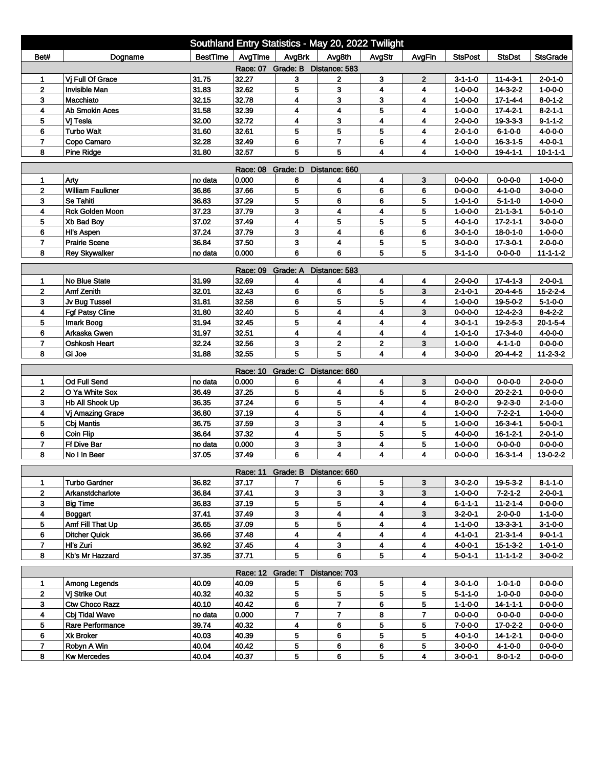## Southland Entry Statistics - May 20, 2022 Twilight

| Bet# | Dogname | BestTime | AvgTime | AvgBrk | Avg8th | AvgStr | AvgFin | StsPost | StsDst | StsGrade |
|---|---|---|---|---|---|---|---|---|---|---|
| Race: 07 Grade: B Distance: 583 | | | | | | | | | | |
| 1 | Vj Full Of Grace | 31.75 | 32.27 | 3 | 2 | 3 | 2 | 3-1-1-0 | 11-4-3-1 | 2-0-1-0 |
| 2 | Invisible Man | 31.83 | 32.62 | 5 | 3 | 4 | 4 | 1-0-0-0 | 14-3-2-2 | 1-0-0-0 |
| 3 | Macchiato | 32.15 | 32.78 | 4 | 3 | 3 | 4 | 1-0-0-0 | 17-1-4-4 | 8-0-1-2 |
| 4 | Ab Smokin Aces | 31.58 | 32.39 | 4 | 4 | 5 | 4 | 1-0-0-0 | 17-4-2-1 | 8-2-1-1 |
| 5 | Vj Tesla | 32.00 | 32.72 | 4 | 3 | 4 | 4 | 2-0-0-0 | 19-3-3-3 | 9-1-1-2 |
| 6 | Turbo Walt | 31.60 | 32.61 | 5 | 5 | 5 | 4 | 2-0-1-0 | 6-1-0-0 | 4-0-0-0 |
| 7 | Copo Camaro | 32.28 | 32.49 | 6 | 7 | 6 | 4 | 1-0-0-0 | 16-3-1-5 | 4-0-0-1 |
| 8 | Pine Ridge | 31.80 | 32.57 | 5 | 5 | 4 | 4 | 1-0-0-0 | 19-4-1-1 | 10-1-1-1 |
| Race: 08 Grade: D Distance: 660 | | | | | | | | | | |
| 1 | Arty | no data | 0.000 | 6 | 4 | 4 | 3 | 0-0-0-0 | 0-0-0-0 | 1-0-0-0 |
| 2 | William Faulkner | 36.86 | 37.66 | 5 | 6 | 6 | 6 | 0-0-0-0 | 4-1-0-0 | 3-0-0-0 |
| 3 | Se Tahiti | 36.83 | 37.29 | 5 | 6 | 6 | 5 | 1-0-1-0 | 5-1-1-0 | 1-0-0-0 |
| 4 | Rck Golden Moon | 37.23 | 37.79 | 3 | 4 | 4 | 5 | 1-0-0-0 | 21-1-3-1 | 5-0-1-0 |
| 5 | Xb Bad Boy | 37.02 | 37.49 | 4 | 5 | 5 | 5 | 4-0-1-0 | 17-2-1-1 | 3-0-0-0 |
| 6 | Hl's Aspen | 37.24 | 37.79 | 3 | 4 | 6 | 6 | 3-0-1-0 | 18-0-1-0 | 1-0-0-0 |
| 7 | Prairie Scene | 36.84 | 37.50 | 3 | 4 | 5 | 5 | 3-0-0-0 | 17-3-0-1 | 2-0-0-0 |
| 8 | Rey Skywalker | no data | 0.000 | 6 | 6 | 5 | 5 | 3-1-1-0 | 0-0-0-0 | 11-1-1-2 |
| Race: 09 Grade: A Distance: 583 | | | | | | | | | | |
| 1 | No Blue State | 31.99 | 32.69 | 4 | 4 | 4 | 4 | 2-0-0-0 | 17-4-1-3 | 2-0-0-1 |
| 2 | Amf Zenith | 32.01 | 32.43 | 6 | 6 | 5 | 3 | 2-1-0-1 | 20-4-4-5 | 15-2-2-4 |
| 3 | Jv Bug Tussel | 31.81 | 32.58 | 6 | 5 | 5 | 4 | 1-0-0-0 | 19-5-0-2 | 5-1-0-0 |
| 4 | Fgf Patsy Cline | 31.80 | 32.40 | 5 | 4 | 4 | 3 | 0-0-0-0 | 12-4-2-3 | 8-4-2-2 |
| 5 | Imark Boog | 31.94 | 32.45 | 5 | 4 | 4 | 4 | 3-0-1-1 | 19-2-5-3 | 20-1-5-4 |
| 6 | Arkaska Gwen | 31.97 | 32.51 | 4 | 4 | 4 | 4 | 1-0-1-0 | 17-3-4-0 | 4-0-0-0 |
| 7 | Oshkosh Heart | 32.24 | 32.56 | 3 | 2 | 2 | 3 | 1-0-0-0 | 4-1-1-0 | 0-0-0-0 |
| 8 | Gi Joe | 31.88 | 32.55 | 5 | 5 | 4 | 4 | 3-0-0-0 | 20-4-4-2 | 11-2-3-2 |
| Race: 10 Grade: C Distance: 660 | | | | | | | | | | |
| 1 | Od Full Send | no data | 0.000 | 6 | 4 | 4 | 3 | 0-0-0-0 | 0-0-0-0 | 2-0-0-0 |
| 2 | O Ya White Sox | 36.49 | 37.25 | 5 | 4 | 5 | 5 | 2-0-0-0 | 20-2-2-1 | 0-0-0-0 |
| 3 | Hb All Shook Up | 36.35 | 37.24 | 6 | 5 | 4 | 4 | 8-0-2-0 | 9-2-3-0 | 2-1-0-0 |
| 4 | Vj Amazing Grace | 36.80 | 37.19 | 4 | 5 | 4 | 4 | 1-0-0-0 | 7-2-2-1 | 1-0-0-0 |
| 5 | Cbj Mantis | 36.75 | 37.59 | 3 | 3 | 4 | 5 | 1-0-0-0 | 16-3-4-1 | 5-0-0-1 |
| 6 | Coin Flip | 36.64 | 37.32 | 4 | 5 | 5 | 5 | 4-0-0-0 | 16-1-2-1 | 2-0-1-0 |
| 7 | Ff Dive Bar | no data | 0.000 | 3 | 3 | 4 | 5 | 1-0-0-0 | 0-0-0-0 | 0-0-0-0 |
| 8 | No I In Beer | 37.05 | 37.49 | 6 | 4 | 4 | 4 | 0-0-0-0 | 16-3-1-4 | 13-0-2-2 |
| Race: 11 Grade: B Distance: 660 | | | | | | | | | | |
| 1 | Turbo Gardner | 36.82 | 37.17 | 7 | 6 | 5 | 3 | 3-0-2-0 | 19-5-3-2 | 8-1-1-0 |
| 2 | Arkanstdcharlote | 36.84 | 37.41 | 3 | 3 | 3 | 3 | 1-0-0-0 | 7-2-1-2 | 2-0-0-1 |
| 3 | Big Time | 36.83 | 37.19 | 5 | 5 | 4 | 4 | 6-1-1-1 | 11-2-1-4 | 0-0-0-0 |
| 4 | Boggart | 37.41 | 37.49 | 3 | 4 | 4 | 3 | 3-2-0-1 | 2-0-0-0 | 1-1-0-0 |
| 5 | Amf Fill That Up | 36.65 | 37.09 | 5 | 5 | 4 | 4 | 1-1-0-0 | 13-3-3-1 | 3-1-0-0 |
| 6 | Ditcher Quick | 36.66 | 37.48 | 4 | 4 | 4 | 4 | 4-1-0-1 | 21-3-1-4 | 9-0-1-1 |
| 7 | Hl's Zuri | 36.92 | 37.45 | 4 | 3 | 4 | 4 | 4-0-0-1 | 15-1-3-2 | 1-0-1-0 |
| 8 | Kb's Mr Hazzard | 37.35 | 37.71 | 5 | 6 | 5 | 4 | 5-0-1-1 | 11-1-1-2 | 3-0-0-2 |
| Race: 12 Grade: T Distance: 703 | | | | | | | | | | |
| 1 | Among Legends | 40.09 | 40.09 | 5 | 6 | 5 | 4 | 3-0-1-0 | 1-0-1-0 | 0-0-0-0 |
| 2 | Vj Strike Out | 40.32 | 40.32 | 5 | 5 | 5 | 5 | 5-1-1-0 | 1-0-0-0 | 0-0-0-0 |
| 3 | Ctw Choco Razz | 40.10 | 40.42 | 6 | 7 | 6 | 5 | 1-1-0-0 | 14-1-1-1 | 0-0-0-0 |
| 4 | Cbj Tidal Wave | no data | 0.000 | 7 | 7 | 8 | 7 | 0-0-0-0 | 0-0-0-0 | 0-0-0-0 |
| 5 | Rare Performance | 39.74 | 40.32 | 4 | 6 | 5 | 5 | 7-0-0-0 | 17-0-2-2 | 0-0-0-0 |
| 6 | Xk Broker | 40.03 | 40.39 | 5 | 6 | 5 | 5 | 4-0-1-0 | 14-1-2-1 | 0-0-0-0 |
| 7 | Robyn A Win | 40.04 | 40.42 | 5 | 6 | 6 | 5 | 3-0-0-0 | 4-1-0-0 | 0-0-0-0 |
| 8 | Kw Mercedes | 40.04 | 40.37 | 5 | 6 | 5 | 4 | 3-0-0-1 | 8-0-1-2 | 0-0-0-0 |